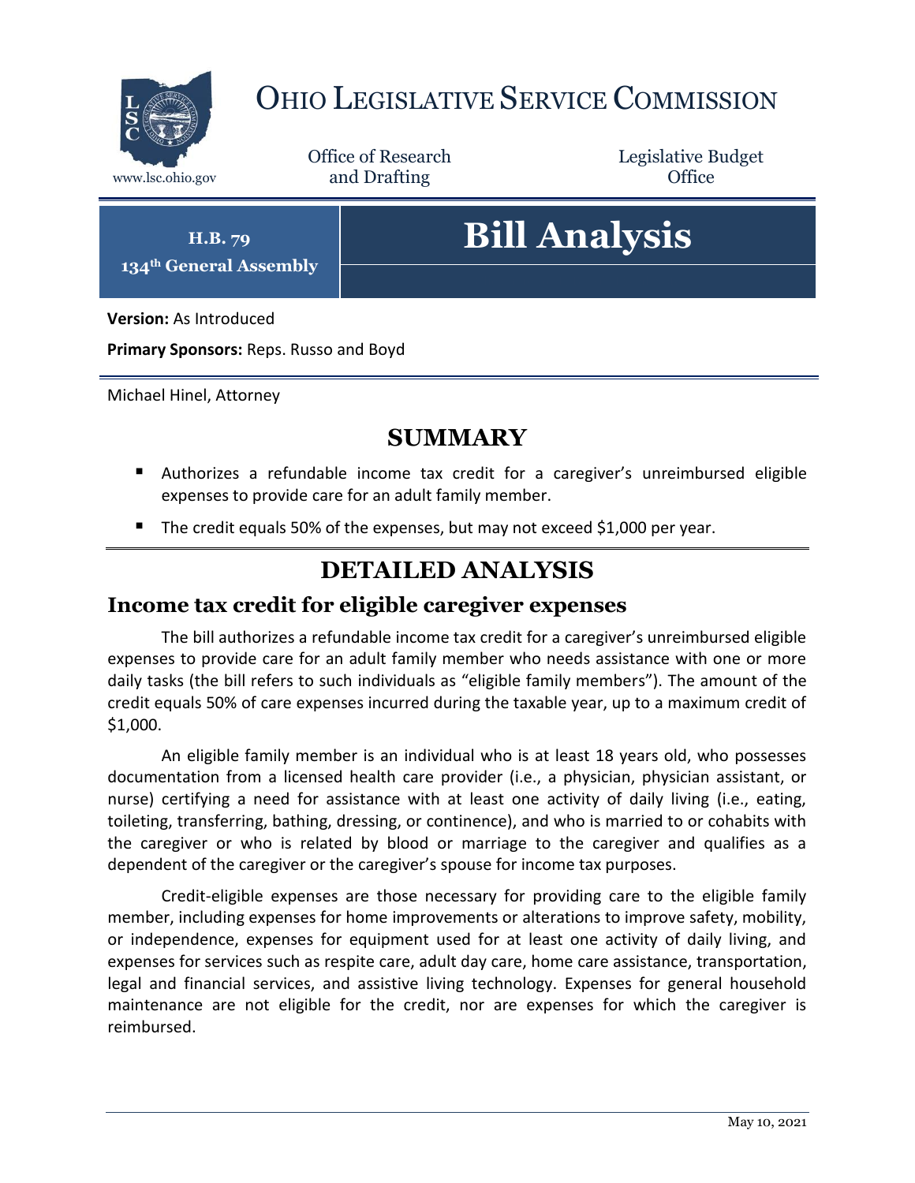# OHIO LEGISLATIVE SERVICE COMMISSION

www.lsc.ohio.gov

Office of Research and Drafting

Legislative Budget Office

**H.B. 79**
**134th General Assembly**

# Bill Analysis

**Version:** As Introduced

**Primary Sponsors:** Reps. Russo and Boyd

Michael Hinel, Attorney

## SUMMARY

- Authorizes a refundable income tax credit for a caregiver's unreimbursed eligible expenses to provide care for an adult family member.
- The credit equals 50% of the expenses, but may not exceed $1,000 per year.

## DETAILED ANALYSIS

### Income tax credit for eligible caregiver expenses

The bill authorizes a refundable income tax credit for a caregiver's unreimbursed eligible expenses to provide care for an adult family member who needs assistance with one or more daily tasks (the bill refers to such individuals as "eligible family members"). The amount of the credit equals 50% of care expenses incurred during the taxable year, up to a maximum credit of $1,000.

An eligible family member is an individual who is at least 18 years old, who possesses documentation from a licensed health care provider (i.e., a physician, physician assistant, or nurse) certifying a need for assistance with at least one activity of daily living (i.e., eating, toileting, transferring, bathing, dressing, or continence), and who is married to or cohabits with the caregiver or who is related by blood or marriage to the caregiver and qualifies as a dependent of the caregiver or the caregiver's spouse for income tax purposes.

Credit-eligible expenses are those necessary for providing care to the eligible family member, including expenses for home improvements or alterations to improve safety, mobility, or independence, expenses for equipment used for at least one activity of daily living, and expenses for services such as respite care, adult day care, home care assistance, transportation, legal and financial services, and assistive living technology. Expenses for general household maintenance are not eligible for the credit, nor are expenses for which the caregiver is reimbursed.

May 10, 2021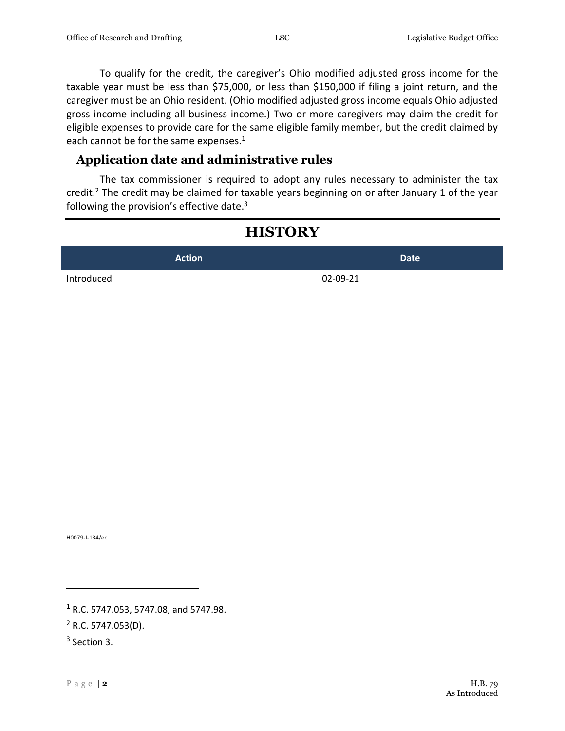To qualify for the credit, the caregiver's Ohio modified adjusted gross income for the taxable year must be less than $75,000, or less than $150,000 if filing a joint return, and the caregiver must be an Ohio resident. (Ohio modified adjusted gross income equals Ohio adjusted gross income including all business income.) Two or more caregivers may claim the credit for eligible expenses to provide care for the same eligible family member, but the credit claimed by each cannot be for the same expenses.[1]

## Application date and administrative rules

The tax commissioner is required to adopt any rules necessary to administer the tax credit.[2] The credit may be claimed for taxable years beginning on or after January 1 of the year following the provision's effective date.[3]

# HISTORY

| Action | Date |
| --- | --- |
| Introduced | 02-09-21 |

H0079-I-134/ec

[1] R.C. 5747.053, 5747.08, and 5747.98.

[2] R.C. 5747.053(D).

[3] Section 3.